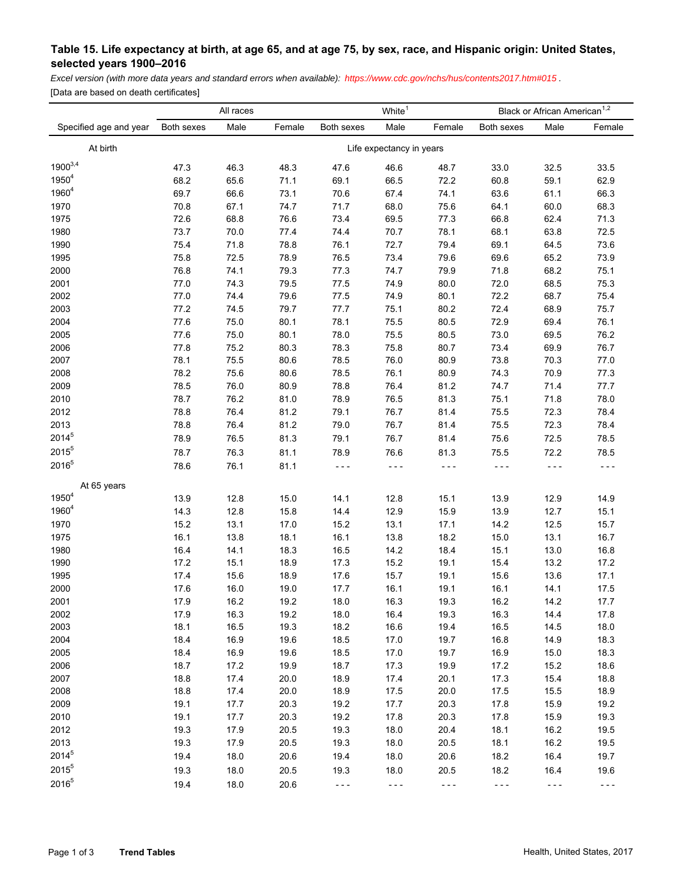## Table 15. Life expectancy at birth, at age 65, and at age 75, by sex, race, and Hispanic origin: United States, selected years 1900–2016

*Excel version (with more data years and standard errors when available): https://www.cdc.gov/nchs/hus/contents2017.htm#015 .*

[Data are based on death certificates]

| Specified age and year | All races | | | White[1] | | | Black or African American[1,2] | | |
|---|---|---|---|---|---|---|---|---|---|
| | Both sexes | Male | Female | Both sexes | Male | Female | Both sexes | Male | Female |
| At birth | Life expectancy in years | | | | | | | | |
| 1900[3,4] | 47.3 | 46.3 | 48.3 | 47.6 | 46.6 | 48.7 | 33.0 | 32.5 | 33.5 |
| 1950[4] | 68.2 | 65.6 | 71.1 | 69.1 | 66.5 | 72.2 | 60.8 | 59.1 | 62.9 |
| 1960[4] | 69.7 | 66.6 | 73.1 | 70.6 | 67.4 | 74.1 | 63.6 | 61.1 | 66.3 |
| 1970 | 70.8 | 67.1 | 74.7 | 71.7 | 68.0 | 75.6 | 64.1 | 60.0 | 68.3 |
| 1975 | 72.6 | 68.8 | 76.6 | 73.4 | 69.5 | 77.3 | 66.8 | 62.4 | 71.3 |
| 1980 | 73.7 | 70.0 | 77.4 | 74.4 | 70.7 | 78.1 | 68.1 | 63.8 | 72.5 |
| 1990 | 75.4 | 71.8 | 78.8 | 76.1 | 72.7 | 79.4 | 69.1 | 64.5 | 73.6 |
| 1995 | 75.8 | 72.5 | 78.9 | 76.5 | 73.4 | 79.6 | 69.6 | 65.2 | 73.9 |
| 2000 | 76.8 | 74.1 | 79.3 | 77.3 | 74.7 | 79.9 | 71.8 | 68.2 | 75.1 |
| 2001 | 77.0 | 74.3 | 79.5 | 77.5 | 74.9 | 80.0 | 72.0 | 68.5 | 75.3 |
| 2002 | 77.0 | 74.4 | 79.6 | 77.5 | 74.9 | 80.1 | 72.2 | 68.7 | 75.4 |
| 2003 | 77.2 | 74.5 | 79.7 | 77.7 | 75.1 | 80.2 | 72.4 | 68.9 | 75.7 |
| 2004 | 77.6 | 75.0 | 80.1 | 78.1 | 75.5 | 80.5 | 72.9 | 69.4 | 76.1 |
| 2005 | 77.6 | 75.0 | 80.1 | 78.0 | 75.5 | 80.5 | 73.0 | 69.5 | 76.2 |
| 2006 | 77.8 | 75.2 | 80.3 | 78.3 | 75.8 | 80.7 | 73.4 | 69.9 | 76.7 |
| 2007 | 78.1 | 75.5 | 80.6 | 78.5 | 76.0 | 80.9 | 73.8 | 70.3 | 77.0 |
| 2008 | 78.2 | 75.6 | 80.6 | 78.5 | 76.1 | 80.9 | 74.3 | 70.9 | 77.3 |
| 2009 | 78.5 | 76.0 | 80.9 | 78.8 | 76.4 | 81.2 | 74.7 | 71.4 | 77.7 |
| 2010 | 78.7 | 76.2 | 81.0 | 78.9 | 76.5 | 81.3 | 75.1 | 71.8 | 78.0 |
| 2012 | 78.8 | 76.4 | 81.2 | 79.1 | 76.7 | 81.4 | 75.5 | 72.3 | 78.4 |
| 2013 | 78.8 | 76.4 | 81.2 | 79.0 | 76.7 | 81.4 | 75.5 | 72.3 | 78.4 |
| 2014[5] | 78.9 | 76.5 | 81.3 | 79.1 | 76.7 | 81.4 | 75.6 | 72.5 | 78.5 |
| 2015[5] | 78.7 | 76.3 | 81.1 | 78.9 | 76.6 | 81.3 | 75.5 | 72.2 | 78.5 |
| 2016[5] | 78.6 | 76.1 | 81.1 | - - - | - - - | - - - | - - - | - - - | - - - |
| At 65 years | | | | | | | | | |
| 1950[4] | 13.9 | 12.8 | 15.0 | 14.1 | 12.8 | 15.1 | 13.9 | 12.9 | 14.9 |
| 1960[4] | 14.3 | 12.8 | 15.8 | 14.4 | 12.9 | 15.9 | 13.9 | 12.7 | 15.1 |
| 1970 | 15.2 | 13.1 | 17.0 | 15.2 | 13.1 | 17.1 | 14.2 | 12.5 | 15.7 |
| 1975 | 16.1 | 13.8 | 18.1 | 16.1 | 13.8 | 18.2 | 15.0 | 13.1 | 16.7 |
| 1980 | 16.4 | 14.1 | 18.3 | 16.5 | 14.2 | 18.4 | 15.1 | 13.0 | 16.8 |
| 1990 | 17.2 | 15.1 | 18.9 | 17.3 | 15.2 | 19.1 | 15.4 | 13.2 | 17.2 |
| 1995 | 17.4 | 15.6 | 18.9 | 17.6 | 15.7 | 19.1 | 15.6 | 13.6 | 17.1 |
| 2000 | 17.6 | 16.0 | 19.0 | 17.7 | 16.1 | 19.1 | 16.1 | 14.1 | 17.5 |
| 2001 | 17.9 | 16.2 | 19.2 | 18.0 | 16.3 | 19.3 | 16.2 | 14.2 | 17.7 |
| 2002 | 17.9 | 16.3 | 19.2 | 18.0 | 16.4 | 19.3 | 16.3 | 14.4 | 17.8 |
| 2003 | 18.1 | 16.5 | 19.3 | 18.2 | 16.6 | 19.4 | 16.5 | 14.5 | 18.0 |
| 2004 | 18.4 | 16.9 | 19.6 | 18.5 | 17.0 | 19.7 | 16.8 | 14.9 | 18.3 |
| 2005 | 18.4 | 16.9 | 19.6 | 18.5 | 17.0 | 19.7 | 16.9 | 15.0 | 18.3 |
| 2006 | 18.7 | 17.2 | 19.9 | 18.7 | 17.3 | 19.9 | 17.2 | 15.2 | 18.6 |
| 2007 | 18.8 | 17.4 | 20.0 | 18.9 | 17.4 | 20.1 | 17.3 | 15.4 | 18.8 |
| 2008 | 18.8 | 17.4 | 20.0 | 18.9 | 17.5 | 20.0 | 17.5 | 15.5 | 18.9 |
| 2009 | 19.1 | 17.7 | 20.3 | 19.2 | 17.7 | 20.3 | 17.8 | 15.9 | 19.2 |
| 2010 | 19.1 | 17.7 | 20.3 | 19.2 | 17.8 | 20.3 | 17.8 | 15.9 | 19.3 |
| 2012 | 19.3 | 17.9 | 20.5 | 19.3 | 18.0 | 20.4 | 18.1 | 16.2 | 19.5 |
| 2013 | 19.3 | 17.9 | 20.5 | 19.3 | 18.0 | 20.5 | 18.1 | 16.2 | 19.5 |
| 2014[5] | 19.4 | 18.0 | 20.6 | 19.4 | 18.0 | 20.6 | 18.2 | 16.4 | 19.7 |
| 2015[5] | 19.3 | 18.0 | 20.5 | 19.3 | 18.0 | 20.5 | 18.2 | 16.4 | 19.6 |
| 2016[5] | 19.4 | 18.0 | 20.6 | - - - | - - - | - - - | - - - | - - - | - - - |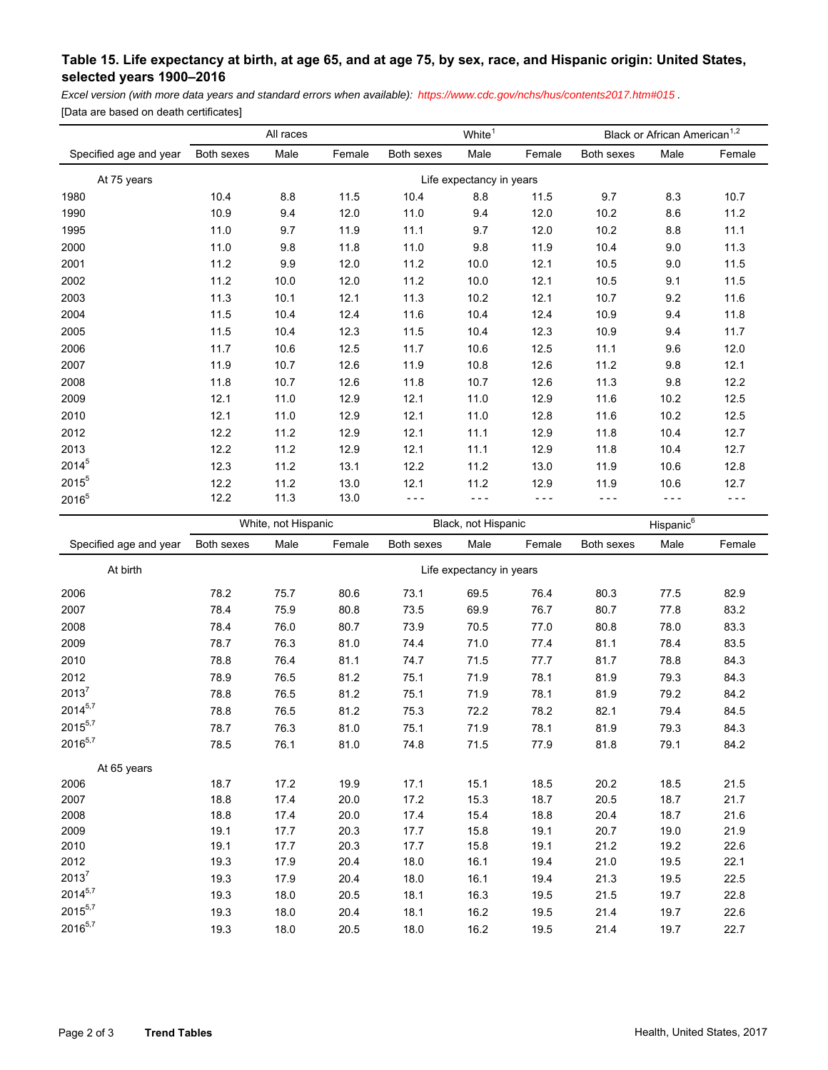## Table 15. Life expectancy at birth, at age 65, and at age 75, by sex, race, and Hispanic origin: United States, selected years 1900–2016

*Excel version (with more data years and standard errors when available): https://www.cdc.gov/nchs/hus/contents2017.htm#015 .*

[Data are based on death certificates]

| | All races | | | White[1] | | | Black or African American[1,2] | | |
|---|---|---|---|---|---|---|---|---|---|
| Specified age and year | Both sexes | Male | Female | Both sexes | Male | Female | Both sexes | Male | Female |
| At 75 years | Life expectancy in years | | | | | | | | |
| 1980 | 10.4 | 8.8 | 11.5 | 10.4 | 8.8 | 11.5 | 9.7 | 8.3 | 10.7 |
| 1990 | 10.9 | 9.4 | 12.0 | 11.0 | 9.4 | 12.0 | 10.2 | 8.6 | 11.2 |
| 1995 | 11.0 | 9.7 | 11.9 | 11.1 | 9.7 | 12.0 | 10.2 | 8.8 | 11.1 |
| 2000 | 11.0 | 9.8 | 11.8 | 11.0 | 9.8 | 11.9 | 10.4 | 9.0 | 11.3 |
| 2001 | 11.2 | 9.9 | 12.0 | 11.2 | 10.0 | 12.1 | 10.5 | 9.0 | 11.5 |
| 2002 | 11.2 | 10.0 | 12.0 | 11.2 | 10.0 | 12.1 | 10.5 | 9.1 | 11.5 |
| 2003 | 11.3 | 10.1 | 12.1 | 11.3 | 10.2 | 12.1 | 10.7 | 9.2 | 11.6 |
| 2004 | 11.5 | 10.4 | 12.4 | 11.6 | 10.4 | 12.4 | 10.9 | 9.4 | 11.8 |
| 2005 | 11.5 | 10.4 | 12.3 | 11.5 | 10.4 | 12.3 | 10.9 | 9.4 | 11.7 |
| 2006 | 11.7 | 10.6 | 12.5 | 11.7 | 10.6 | 12.5 | 11.1 | 9.6 | 12.0 |
| 2007 | 11.9 | 10.7 | 12.6 | 11.9 | 10.8 | 12.6 | 11.2 | 9.8 | 12.1 |
| 2008 | 11.8 | 10.7 | 12.6 | 11.8 | 10.7 | 12.6 | 11.3 | 9.8 | 12.2 |
| 2009 | 12.1 | 11.0 | 12.9 | 12.1 | 11.0 | 12.9 | 11.6 | 10.2 | 12.5 |
| 2010 | 12.1 | 11.0 | 12.9 | 12.1 | 11.0 | 12.8 | 11.6 | 10.2 | 12.5 |
| 2012 | 12.2 | 11.2 | 12.9 | 12.1 | 11.1 | 12.9 | 11.8 | 10.4 | 12.7 |
| 2013 | 12.2 | 11.2 | 12.9 | 12.1 | 11.1 | 12.9 | 11.8 | 10.4 | 12.7 |
| 2014[5] | 12.3 | 11.2 | 13.1 | 12.2 | 11.2 | 13.0 | 11.9 | 10.6 | 12.8 |
| 2015[5] | 12.2 | 11.2 | 13.0 | 12.1 | 11.2 | 12.9 | 11.9 | 10.6 | 12.7 |
| 2016[5] | 12.2 | 11.3 | 13.0 | - - - | - - - | - - - | - - - | - - - | - - - |

| | White, not Hispanic | | | Black, not Hispanic | | | Hispanic[6] | | |
|---|---|---|---|---|---|---|---|---|---|
| Specified age and year | Both sexes | Male | Female | Both sexes | Male | Female | Both sexes | Male | Female |
| At birth | Life expectancy in years | | | | | | | | |
| 2006 | 78.2 | 75.7 | 80.6 | 73.1 | 69.5 | 76.4 | 80.3 | 77.5 | 82.9 |
| 2007 | 78.4 | 75.9 | 80.8 | 73.5 | 69.9 | 76.7 | 80.7 | 77.8 | 83.2 |
| 2008 | 78.4 | 76.0 | 80.7 | 73.9 | 70.5 | 77.0 | 80.8 | 78.0 | 83.3 |
| 2009 | 78.7 | 76.3 | 81.0 | 74.4 | 71.0 | 77.4 | 81.1 | 78.4 | 83.5 |
| 2010 | 78.8 | 76.4 | 81.1 | 74.7 | 71.5 | 77.7 | 81.7 | 78.8 | 84.3 |
| 2012 | 78.9 | 76.5 | 81.2 | 75.1 | 71.9 | 78.1 | 81.9 | 79.3 | 84.3 |
| 2013[7] | 78.8 | 76.5 | 81.2 | 75.1 | 71.9 | 78.1 | 81.9 | 79.2 | 84.2 |
| 2014[5,7] | 78.8 | 76.5 | 81.2 | 75.3 | 72.2 | 78.2 | 82.1 | 79.4 | 84.5 |
| 2015[5,7] | 78.7 | 76.3 | 81.0 | 75.1 | 71.9 | 78.1 | 81.9 | 79.3 | 84.3 |
| 2016[5,7] | 78.5 | 76.1 | 81.0 | 74.8 | 71.5 | 77.9 | 81.8 | 79.1 | 84.2 |
| At 65 years | | | | | | | | | |
| 2006 | 18.7 | 17.2 | 19.9 | 17.1 | 15.1 | 18.5 | 20.2 | 18.5 | 21.5 |
| 2007 | 18.8 | 17.4 | 20.0 | 17.2 | 15.3 | 18.7 | 20.5 | 18.7 | 21.7 |
| 2008 | 18.8 | 17.4 | 20.0 | 17.4 | 15.4 | 18.8 | 20.4 | 18.7 | 21.6 |
| 2009 | 19.1 | 17.7 | 20.3 | 17.7 | 15.8 | 19.1 | 20.7 | 19.0 | 21.9 |
| 2010 | 19.1 | 17.7 | 20.3 | 17.7 | 15.8 | 19.1 | 21.2 | 19.2 | 22.6 |
| 2012 | 19.3 | 17.9 | 20.4 | 18.0 | 16.1 | 19.4 | 21.0 | 19.5 | 22.1 |
| 2013[7] | 19.3 | 17.9 | 20.4 | 18.0 | 16.1 | 19.4 | 21.3 | 19.5 | 22.5 |
| 2014[5,7] | 19.3 | 18.0 | 20.5 | 18.1 | 16.3 | 19.5 | 21.5 | 19.7 | 22.8 |
| 2015[5,7] | 19.3 | 18.0 | 20.4 | 18.1 | 16.2 | 19.5 | 21.4 | 19.7 | 22.6 |
| 2016[5,7] | 19.3 | 18.0 | 20.5 | 18.0 | 16.2 | 19.5 | 21.4 | 19.7 | 22.7 |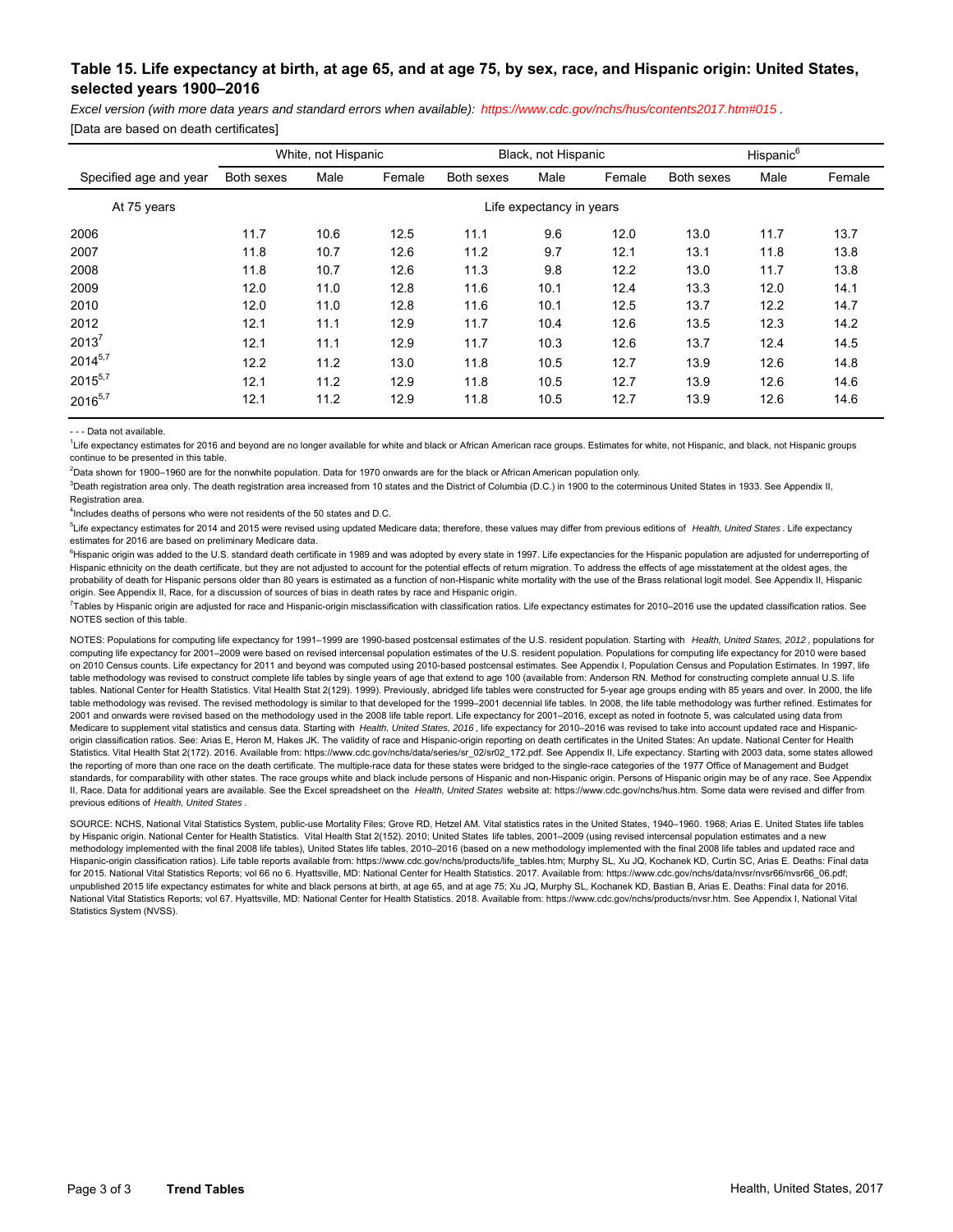## Table 15. Life expectancy at birth, at age 65, and at age 75, by sex, race, and Hispanic origin: United States, selected years 1900–2016

*Excel version (with more data years and standard errors when available): https://www.cdc.gov/nchs/hus/contents2017.htm#015 .*

[Data are based on death certificates]

| | White, not Hispanic | | | Black, not Hispanic | | | Hispanic[6] | | |
|---|---|---|---|---|---|---|---|---|---|
| Specified age and year | Both sexes | Male | Female | Both sexes | Male | Female | Both sexes | Male | Female |
| At 75 years | Life expectancy in years | | | | | | | | |
| 2006 | 11.7 | 10.6 | 12.5 | 11.1 | 9.6 | 12.0 | 13.0 | 11.7 | 13.7 |
| 2007 | 11.8 | 10.7 | 12.6 | 11.2 | 9.7 | 12.1 | 13.1 | 11.8 | 13.8 |
| 2008 | 11.8 | 10.7 | 12.6 | 11.3 | 9.8 | 12.2 | 13.0 | 11.7 | 13.8 |
| 2009 | 12.0 | 11.0 | 12.8 | 11.6 | 10.1 | 12.4 | 13.3 | 12.0 | 14.1 |
| 2010 | 12.0 | 11.0 | 12.8 | 11.6 | 10.1 | 12.5 | 13.7 | 12.2 | 14.7 |
| 2012 | 12.1 | 11.1 | 12.9 | 11.7 | 10.4 | 12.6 | 13.5 | 12.3 | 14.2 |
| 2013[7] | 12.1 | 11.1 | 12.9 | 11.7 | 10.3 | 12.6 | 13.7 | 12.4 | 14.5 |
| 2014[5,7] | 12.2 | 11.2 | 13.0 | 11.8 | 10.5 | 12.7 | 13.9 | 12.6 | 14.8 |
| 2015[5,7] | 12.1 | 11.2 | 12.9 | 11.8 | 10.5 | 12.7 | 13.9 | 12.6 | 14.6 |
| 2016[5,7] | 12.1 | 11.2 | 12.9 | 11.8 | 10.5 | 12.7 | 13.9 | 12.6 | 14.6 |

- - - Data not available.

[1]Life expectancy estimates for 2016 and beyond are no longer available for white and black or African American race groups. Estimates for white, not Hispanic, and black, not Hispanic groups continue to be presented in this table.

[2]Data shown for 1900–1960 are for the nonwhite population. Data for 1970 onwards are for the black or African American population only.

[3]Death registration area only. The death registration area increased from 10 states and the District of Columbia (D.C.) in 1900 to the coterminous United States in 1933. See Appendix II, Registration area.

[4]Includes deaths of persons who were not residents of the 50 states and D.C.

[5]Life expectancy estimates for 2014 and 2015 were revised using updated Medicare data; therefore, these values may differ from previous editions of *Health, United States*. Life expectancy estimates for 2016 are based on preliminary Medicare data.

[6]Hispanic origin was added to the U.S. standard death certificate in 1989 and was adopted by every state in 1997. Life expectancies for the Hispanic population are adjusted for underreporting of Hispanic ethnicity on the death certificate, but they are not adjusted to account for the potential effects of return migration. To address the effects of age misstatement at the oldest ages, the probability of death for Hispanic persons older than 80 years is estimated as a function of non-Hispanic white mortality with the use of the Brass relational logit model. See Appendix II, Hispanic origin. See Appendix II, Race, for a discussion of sources of bias in death rates by race and Hispanic origin.

[7]Tables by Hispanic origin are adjusted for race and Hispanic-origin misclassification with classification ratios. Life expectancy estimates for 2010–2016 use the updated classification ratios. See NOTES section of this table.

NOTES: Populations for computing life expectancy for 1991–1999 are 1990-based postcensal estimates of the U.S. resident population. Starting with *Health, United States, 2012*, populations for computing life expectancy for 2001–2009 were based on revised intercensal population estimates of the U.S. resident population. Populations for computing life expectancy for 2010 were based on 2010 Census counts. Life expectancy for 2011 and beyond was computed using 2010-based postcensal estimates. See Appendix I, Population Census and Population Estimates. In 1997, life table methodology was revised to construct complete life tables by single years of age that extend to age 100 (available from: Anderson RN. Method for constructing complete annual U.S. life tables. National Center for Health Statistics. Vital Health Stat 2(129). 1999). Previously, abridged life tables were constructed for 5-year age groups ending with 85 years and over. In 2000, the life table methodology was revised. The revised methodology is similar to that developed for the 1999–2001 decennial life tables. In 2008, the life table methodology was further refined. Estimates for 2001 and onwards were revised based on the methodology used in the 2008 life table report. Life expectancy for 2001–2016, except as noted in footnote 5, was calculated using data from Medicare to supplement vital statistics and census data. Starting with *Health, United States, 2016*, life expectancy for 2010–2016 was revised to take into account updated race and Hispanic-origin classification ratios. See: Arias E, Heron M, Hakes JK. The validity of race and Hispanic-origin reporting on death certificates in the United States: An update. National Center for Health Statistics. Vital Health Stat 2(172). 2016. Available from: https://www.cdc.gov/nchs/data/series/sr_02/sr02_172.pdf. See Appendix II, Life expectancy. Starting with 2003 data, some states allowed the reporting of more than one race on the death certificate. The multiple-race data for these states were bridged to the single-race categories of the 1977 Office of Management and Budget standards, for comparability with other states. The race groups white and black include persons of Hispanic and non-Hispanic origin. Persons of Hispanic origin may be of any race. See Appendix II, Race. Data for additional years are available. See the Excel spreadsheet on the *Health, United States* website at: https://www.cdc.gov/nchs/hus.htm. Some data were revised and differ from previous editions of *Health, United States*.

SOURCE: NCHS, National Vital Statistics System, public-use Mortality Files; Grove RD, Hetzel AM. Vital statistics rates in the United States, 1940–1960. 1968; Arias E. United States life tables by Hispanic origin. National Center for Health Statistics. Vital Health Stat 2(152). 2010; United States life tables, 2001–2009 (using revised intercensal population estimates and a new methodology implemented with the final 2008 life tables), United States life tables, 2010–2016 (based on a new methodology implemented with the final 2008 life tables and updated race and Hispanic-origin classification ratios). Life table reports available from: https://www.cdc.gov/nchs/products/life_tables.htm; Murphy SL, Xu JQ, Kochanek KD, Curtin SC, Arias E. Deaths: Final data for 2015. National Vital Statistics Reports; vol 66 no 6. Hyattsville, MD: National Center for Health Statistics. 2017. Available from: https://www.cdc.gov/nchs/data/nvsr/nvsr66/nvsr66_06.pdf; unpublished 2015 life expectancy estimates for white and black persons at birth, at age 65, and at age 75; Xu JQ, Murphy SL, Kochanek KD, Bastian B, Arias E. Deaths: Final data for 2016. National Vital Statistics Reports; vol 67. Hyattsville, MD: National Center for Health Statistics. 2018. Available from: https://www.cdc.gov/nchs/products/nvsr.htm. See Appendix I, National Vital Statistics System (NVSS).